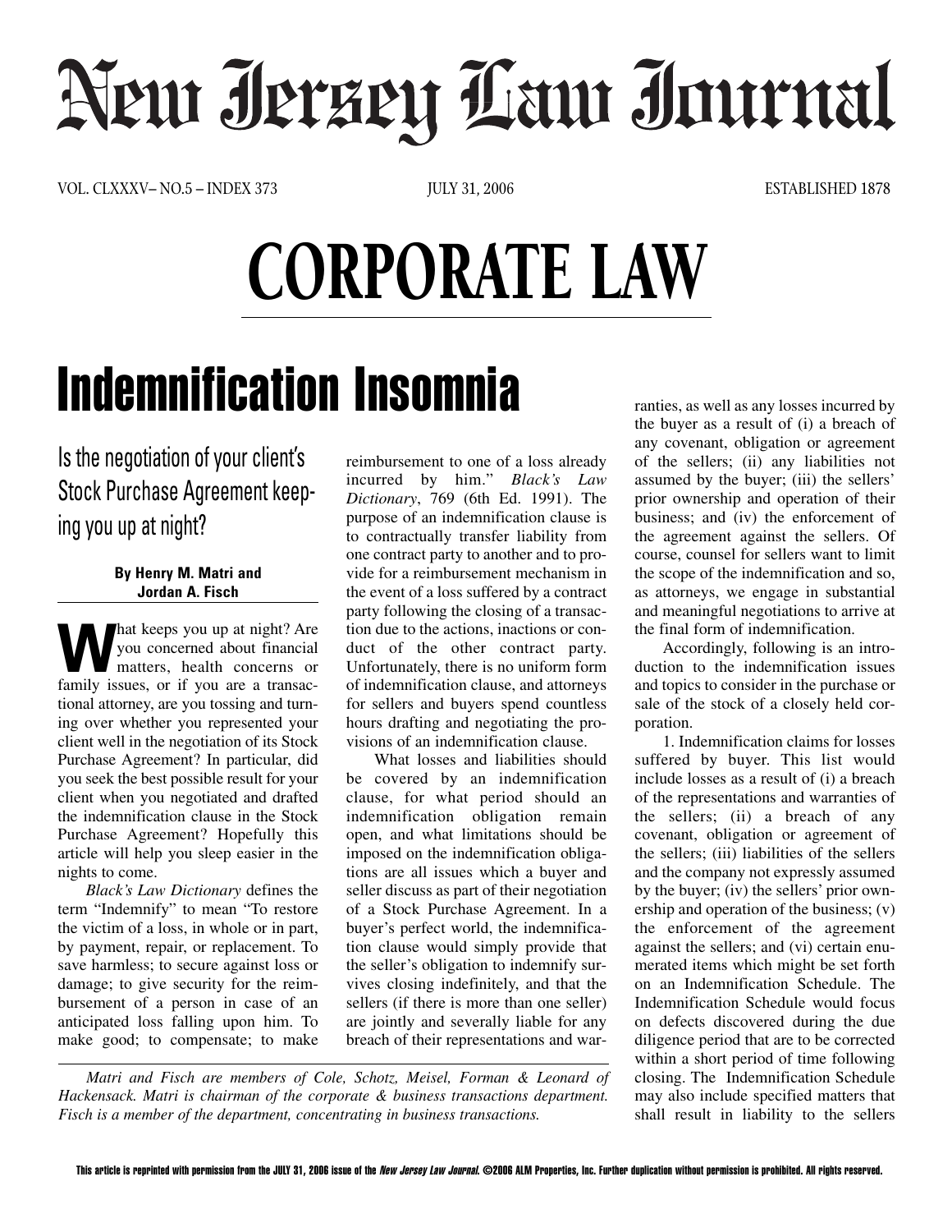# New Jersey Law Journal

VOL. CLXXXV– NO.5 – INDEX 373 JULY 31, 2006 ESTABLISHED 1878

# CORPORATE LAW

## Indemnification Insomnia

### Is the negotiation of your client's Stock Purchase Agreement keeping you up at night?

**By Henry M. Matri and Jordan A. Fisch**

What keeps you up at night? Are you concerned about financial matters, health concerns or family issues, or if you are a transactional attorney, are you tossing and turning over whether you represented your client well in the negotiation of its Stock Purchase Agreement? In particular, did you seek the best possible result for your client when you negotiated and drafted the indemnification clause in the Stock Purchase Agreement? Hopefully this article will help you sleep easier in the nights to come.

*Black's Law Dictionary* defines the term "Indemnify" to mean "To restore the victim of a loss, in whole or in part, by payment, repair, or replacement. To save harmless; to secure against loss or damage; to give security for the reimbursement of a person in case of an anticipated loss falling upon him. To make good; to compensate; to make reimbursement to one of a loss already incurred by him." *Black's Law Dictionary*, 769 (6th Ed. 1991). The purpose of an indemnification clause is to contractually transfer liability from one contract party to another and to provide for a reimbursement mechanism in the event of a loss suffered by a contract party following the closing of a transaction due to the actions, inactions or conduct of the other contract party. Unfortunately, there is no uniform form of indemnification clause, and attorneys for sellers and buyers spend countless hours drafting and negotiating the provisions of an indemnification clause.

What losses and liabilities should be covered by an indemnification clause, for what period should an indemnification obligation remain open, and what limitations should be imposed on the indemnification obligations are all issues which a buyer and seller discuss as part of their negotiation of a Stock Purchase Agreement. In a buyer's perfect world, the indemnification clause would simply provide that the seller's obligation to indemnify survives closing indefinitely, and that the sellers (if there is more than one seller) are jointly and severally liable for any breach of their representations and warranties, as well as any losses incurred by the buyer as a result of (i) a breach of any covenant, obligation or agreement of the sellers; (ii) any liabilities not assumed by the buyer; (iii) the sellers' prior ownership and operation of their business; and (iv) the enforcement of the agreement against the sellers. Of course, counsel for sellers want to limit the scope of the indemnification and so, as attorneys, we engage in substantial and meaningful negotiations to arrive at the final form of indemnification.

Accordingly, following is an introduction to the indemnification issues and topics to consider in the purchase or sale of the stock of a closely held corporation.

1. Indemnification claims for losses suffered by buyer. This list would include losses as a result of (i) a breach of the representations and warranties of the sellers; (ii) a breach of any covenant, obligation or agreement of the sellers; (iii) liabilities of the sellers and the company not expressly assumed by the buyer; (iv) the sellers' prior ownership and operation of the business; (v) the enforcement of the agreement against the sellers; and (vi) certain enumerated items which might be set forth on an Indemnification Schedule. The Indemnification Schedule would focus on defects discovered during the due diligence period that are to be corrected within a short period of time following closing. The Indemnification Schedule may also include specified matters that shall result in liability to the sellers

*Matri and Fisch are members of Cole, Schotz, Meisel, Forman & Leonard of Hackensack. Matri is chairman of the corporate & business transactions department. Fisch is a member of the department, concentrating in business transactions.*

This article is reprinted with permission from the JULY 31, 2006 issue of the *New Jersey Law Journal*. ©2006 ALM Properties, Inc. Further duplication without permission is prohibited. All rights reserved.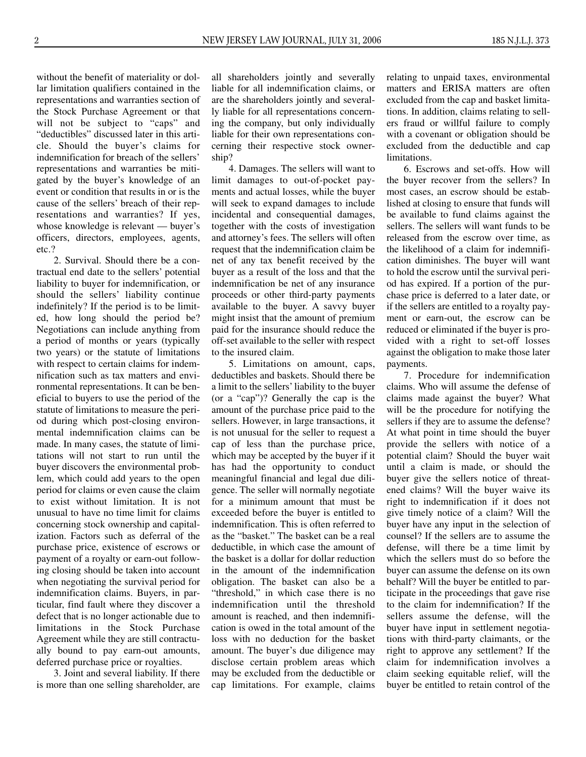without the benefit of materiality or dollar limitation qualifiers contained in the representations and warranties section of the Stock Purchase Agreement or that will not be subject to "caps" and "deductibles" discussed later in this article. Should the buyer's claims for indemnification for breach of the sellers' representations and warranties be mitigated by the buyer's knowledge of an event or condition that results in or is the cause of the sellers' breach of their representations and warranties? If yes, whose knowledge is relevant — buyer's officers, directors, employees, agents, etc.?

2. Survival. Should there be a contractual end date to the sellers' potential liability to buyer for indemnification, or should the sellers' liability continue indefinitely? If the period is to be limited, how long should the period be? Negotiations can include anything from a period of months or years (typically two years) or the statute of limitations with respect to certain claims for indemnification such as tax matters and environmental representations. It can be beneficial to buyers to use the period of the statute of limitations to measure the period during which post-closing environmental indemnification claims can be made. In many cases, the statute of limitations will not start to run until the buyer discovers the environmental problem, which could add years to the open period for claims or even cause the claim to exist without limitation. It is not unusual to have no time limit for claims concerning stock ownership and capitalization. Factors such as deferral of the purchase price, existence of escrows or payment of a royalty or earn-out following closing should be taken into account when negotiating the survival period for indemnification claims. Buyers, in particular, find fault where they discover a defect that is no longer actionable due to limitations in the Stock Purchase Agreement while they are still contractually bound to pay earn-out amounts, deferred purchase price or royalties.

3. Joint and several liability. If there is more than one selling shareholder, are all shareholders jointly and severally liable for all indemnification claims, or are the shareholders jointly and severally liable for all representations concerning the company, but only individually liable for their own representations concerning their respective stock ownership?

4. Damages. The sellers will want to limit damages to out-of-pocket payments and actual losses, while the buyer will seek to expand damages to include incidental and consequential damages, together with the costs of investigation and attorney's fees. The sellers will often request that the indemnification claim be net of any tax benefit received by the buyer as a result of the loss and that the indemnification be net of any insurance proceeds or other third-party payments available to the buyer. A savvy buyer might insist that the amount of premium paid for the insurance should reduce the off-set available to the seller with respect to the insured claim.

5. Limitations on amount, caps, deductibles and baskets. Should there be a limit to the sellers' liability to the buyer (or a "cap")? Generally the cap is the amount of the purchase price paid to the sellers. However, in large transactions, it is not unusual for the seller to request a cap of less than the purchase price, which may be accepted by the buyer if it has had the opportunity to conduct meaningful financial and legal due diligence. The seller will normally negotiate for a minimum amount that must be exceeded before the buyer is entitled to indemnification. This is often referred to as the "basket." The basket can be a real deductible, in which case the amount of the basket is a dollar for dollar reduction in the amount of the indemnification obligation. The basket can also be a "threshold," in which case there is no indemnification until the threshold amount is reached, and then indemnification is owed in the total amount of the loss with no deduction for the basket amount. The buyer's due diligence may disclose certain problem areas which may be excluded from the deductible or cap limitations. For example, claims relating to unpaid taxes, environmental matters and ERISA matters are often excluded from the cap and basket limitations. In addition, claims relating to sellers fraud or willful failure to comply with a covenant or obligation should be excluded from the deductible and cap limitations.

6. Escrows and set-offs. How will the buyer recover from the sellers? In most cases, an escrow should be established at closing to ensure that funds will be available to fund claims against the sellers. The sellers will want funds to be released from the escrow over time, as the likelihood of a claim for indemnification diminishes. The buyer will want to hold the escrow until the survival period has expired. If a portion of the purchase price is deferred to a later date, or if the sellers are entitled to a royalty payment or earn-out, the escrow can be reduced or eliminated if the buyer is provided with a right to set-off losses against the obligation to make those later payments.

7. Procedure for indemnification claims. Who will assume the defense of claims made against the buyer? What will be the procedure for notifying the sellers if they are to assume the defense? At what point in time should the buyer provide the sellers with notice of a potential claim? Should the buyer wait until a claim is made, or should the buyer give the sellers notice of threatened claims? Will the buyer waive its right to indemnification if it does not give timely notice of a claim? Will the buyer have any input in the selection of counsel? If the sellers are to assume the defense, will there be a time limit by which the sellers must do so before the buyer can assume the defense on its own behalf? Will the buyer be entitled to participate in the proceedings that gave rise to the claim for indemnification? If the sellers assume the defense, will the buyer have input in settlement negotiations with third-party claimants, or the right to approve any settlement? If the claim for indemnification involves a claim seeking equitable relief, will the buyer be entitled to retain control of the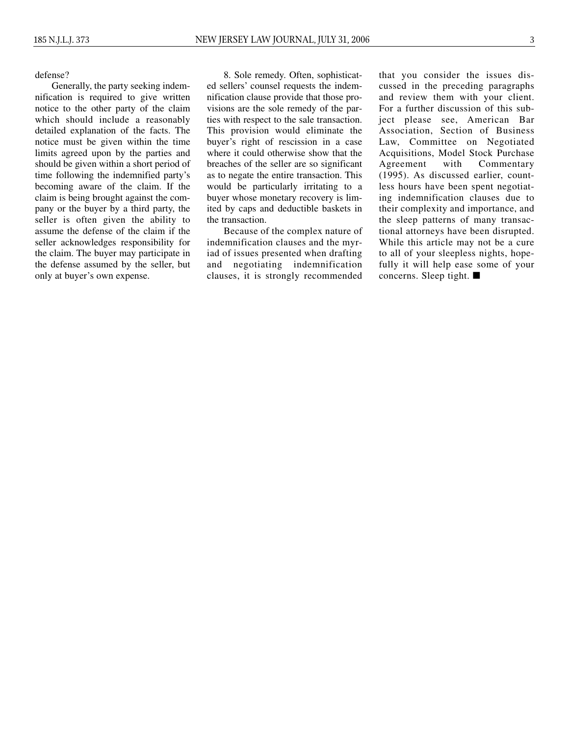defense?

Generally, the party seeking indemnification is required to give written notice to the other party of the claim which should include a reasonably detailed explanation of the facts. The notice must be given within the time limits agreed upon by the parties and should be given within a short period of time following the indemnified party's becoming aware of the claim. If the claim is being brought against the company or the buyer by a third party, the seller is often given the ability to assume the defense of the claim if the seller acknowledges responsibility for the claim. The buyer may participate in the defense assumed by the seller, but only at buyer's own expense.

8. Sole remedy. Often, sophisticated sellers' counsel requests the indemnification clause provide that those provisions are the sole remedy of the parties with respect to the sale transaction. This provision would eliminate the buyer's right of rescission in a case where it could otherwise show that the breaches of the seller are so significant as to negate the entire transaction. This would be particularly irritating to a buyer whose monetary recovery is limited by caps and deductible baskets in the transaction.

Because of the complex nature of indemnification clauses and the myriad of issues presented when drafting and negotiating indemnification clauses, it is strongly recommended that you consider the issues discussed in the preceding paragraphs and review them with your client. For a further discussion of this subject please see, American Bar Association, Section of Business Law, Committee on Negotiated Acquisitions, Model Stock Purchase Agreement with Commentary (1995). As discussed earlier, countless hours have been spent negotiating indemnification clauses due to their complexity and importance, and the sleep patterns of many transactional attorneys have been disrupted. While this article may not be a cure to all of your sleepless nights, hopefully it will help ease some of your concerns. Sleep tight. ■